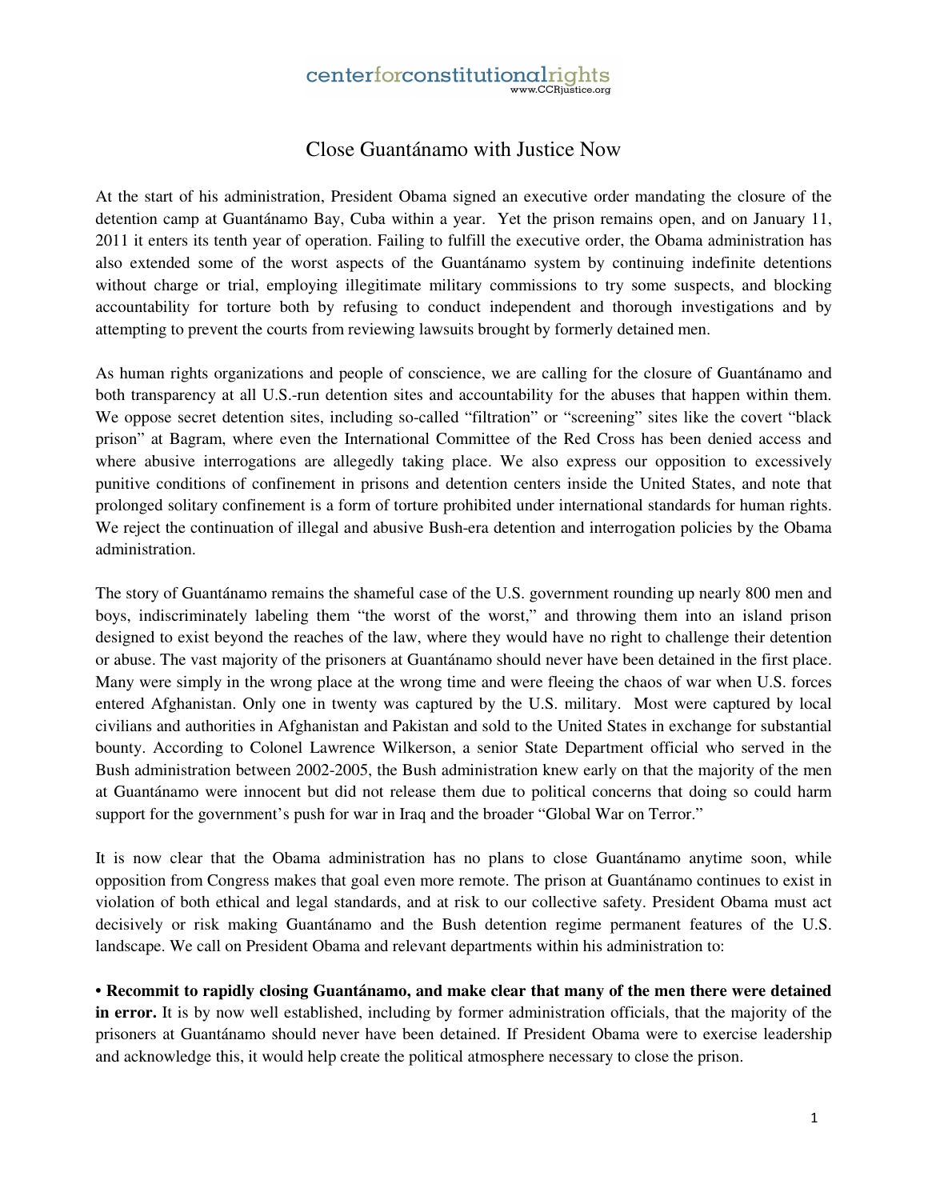centerforconstitutionalrights
www.CCRjustice.org

# Close Guantánamo with Justice Now

At the start of his administration, President Obama signed an executive order mandating the closure of the detention camp at Guantánamo Bay, Cuba within a year. Yet the prison remains open, and on January 11, 2011 it enters its tenth year of operation. Failing to fulfill the executive order, the Obama administration has also extended some of the worst aspects of the Guantánamo system by continuing indefinite detentions without charge or trial, employing illegitimate military commissions to try some suspects, and blocking accountability for torture both by refusing to conduct independent and thorough investigations and by attempting to prevent the courts from reviewing lawsuits brought by formerly detained men.

As human rights organizations and people of conscience, we are calling for the closure of Guantánamo and both transparency at all U.S.-run detention sites and accountability for the abuses that happen within them. We oppose secret detention sites, including so-called "filtration" or "screening" sites like the covert "black prison" at Bagram, where even the International Committee of the Red Cross has been denied access and where abusive interrogations are allegedly taking place. We also express our opposition to excessively punitive conditions of confinement in prisons and detention centers inside the United States, and note that prolonged solitary confinement is a form of torture prohibited under international standards for human rights. We reject the continuation of illegal and abusive Bush-era detention and interrogation policies by the Obama administration.

The story of Guantánamo remains the shameful case of the U.S. government rounding up nearly 800 men and boys, indiscriminately labeling them "the worst of the worst," and throwing them into an island prison designed to exist beyond the reaches of the law, where they would have no right to challenge their detention or abuse. The vast majority of the prisoners at Guantánamo should never have been detained in the first place. Many were simply in the wrong place at the wrong time and were fleeing the chaos of war when U.S. forces entered Afghanistan. Only one in twenty was captured by the U.S. military. Most were captured by local civilians and authorities in Afghanistan and Pakistan and sold to the United States in exchange for substantial bounty. According to Colonel Lawrence Wilkerson, a senior State Department official who served in the Bush administration between 2002-2005, the Bush administration knew early on that the majority of the men at Guantánamo were innocent but did not release them due to political concerns that doing so could harm support for the government's push for war in Iraq and the broader "Global War on Terror."

It is now clear that the Obama administration has no plans to close Guantánamo anytime soon, while opposition from Congress makes that goal even more remote. The prison at Guantánamo continues to exist in violation of both ethical and legal standards, and at risk to our collective safety. President Obama must act decisively or risk making Guantánamo and the Bush detention regime permanent features of the U.S. landscape. We call on President Obama and relevant departments within his administration to:

- **Recommit to rapidly closing Guantánamo, and make clear that many of the men there were detained in error.** It is by now well established, including by former administration officials, that the majority of the prisoners at Guantánamo should never have been detained. If President Obama were to exercise leadership and acknowledge this, it would help create the political atmosphere necessary to close the prison.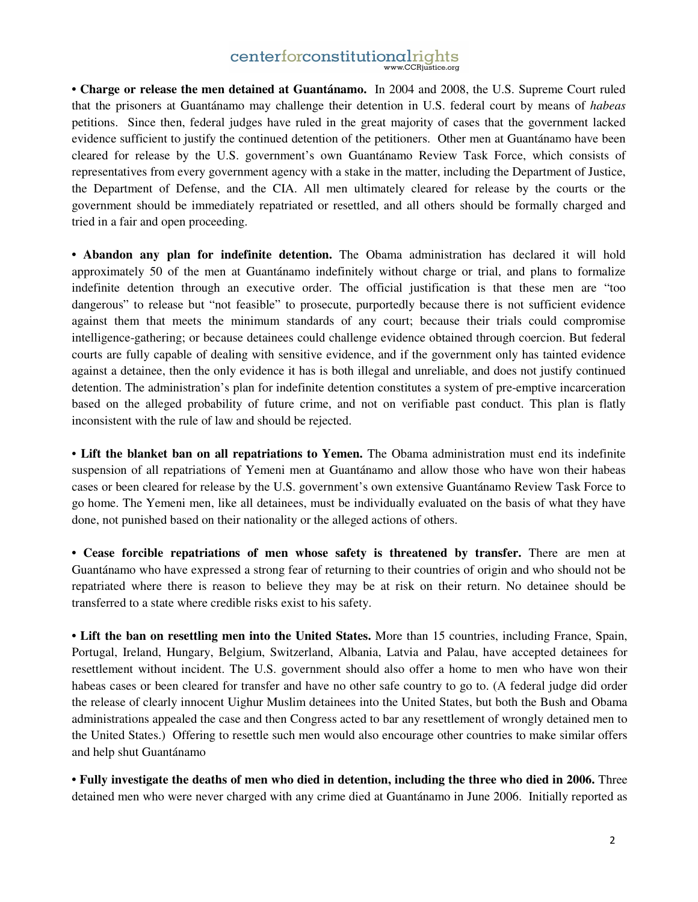• **Charge or release the men detained at Guantánamo.** In 2004 and 2008, the U.S. Supreme Court ruled that the prisoners at Guantánamo may challenge their detention in U.S. federal court by means of *habeas* petitions. Since then, federal judges have ruled in the great majority of cases that the government lacked evidence sufficient to justify the continued detention of the petitioners. Other men at Guantánamo have been cleared for release by the U.S. government's own Guantánamo Review Task Force, which consists of representatives from every government agency with a stake in the matter, including the Department of Justice, the Department of Defense, and the CIA. All men ultimately cleared for release by the courts or the government should be immediately repatriated or resettled, and all others should be formally charged and tried in a fair and open proceeding.

• **Abandon any plan for indefinite detention.** The Obama administration has declared it will hold approximately 50 of the men at Guantánamo indefinitely without charge or trial, and plans to formalize indefinite detention through an executive order. The official justification is that these men are "too dangerous" to release but "not feasible" to prosecute, purportedly because there is not sufficient evidence against them that meets the minimum standards of any court; because their trials could compromise intelligence-gathering; or because detainees could challenge evidence obtained through coercion. But federal courts are fully capable of dealing with sensitive evidence, and if the government only has tainted evidence against a detainee, then the only evidence it has is both illegal and unreliable, and does not justify continued detention. The administration's plan for indefinite detention constitutes a system of pre-emptive incarceration based on the alleged probability of future crime, and not on verifiable past conduct. This plan is flatly inconsistent with the rule of law and should be rejected.

• **Lift the blanket ban on all repatriations to Yemen.** The Obama administration must end its indefinite suspension of all repatriations of Yemeni men at Guantánamo and allow those who have won their habeas cases or been cleared for release by the U.S. government's own extensive Guantánamo Review Task Force to go home. The Yemeni men, like all detainees, must be individually evaluated on the basis of what they have done, not punished based on their nationality or the alleged actions of others.

• **Cease forcible repatriations of men whose safety is threatened by transfer.** There are men at Guantánamo who have expressed a strong fear of returning to their countries of origin and who should not be repatriated where there is reason to believe they may be at risk on their return. No detainee should be transferred to a state where credible risks exist to his safety.

• **Lift the ban on resettling men into the United States.** More than 15 countries, including France, Spain, Portugal, Ireland, Hungary, Belgium, Switzerland, Albania, Latvia and Palau, have accepted detainees for resettlement without incident. The U.S. government should also offer a home to men who have won their habeas cases or been cleared for transfer and have no other safe country to go to. (A federal judge did order the release of clearly innocent Uighur Muslim detainees into the United States, but both the Bush and Obama administrations appealed the case and then Congress acted to bar any resettlement of wrongly detained men to the United States.) Offering to resettle such men would also encourage other countries to make similar offers and help shut Guantánamo

• **Fully investigate the deaths of men who died in detention, including the three who died in 2006.** Three detained men who were never charged with any crime died at Guantánamo in June 2006. Initially reported as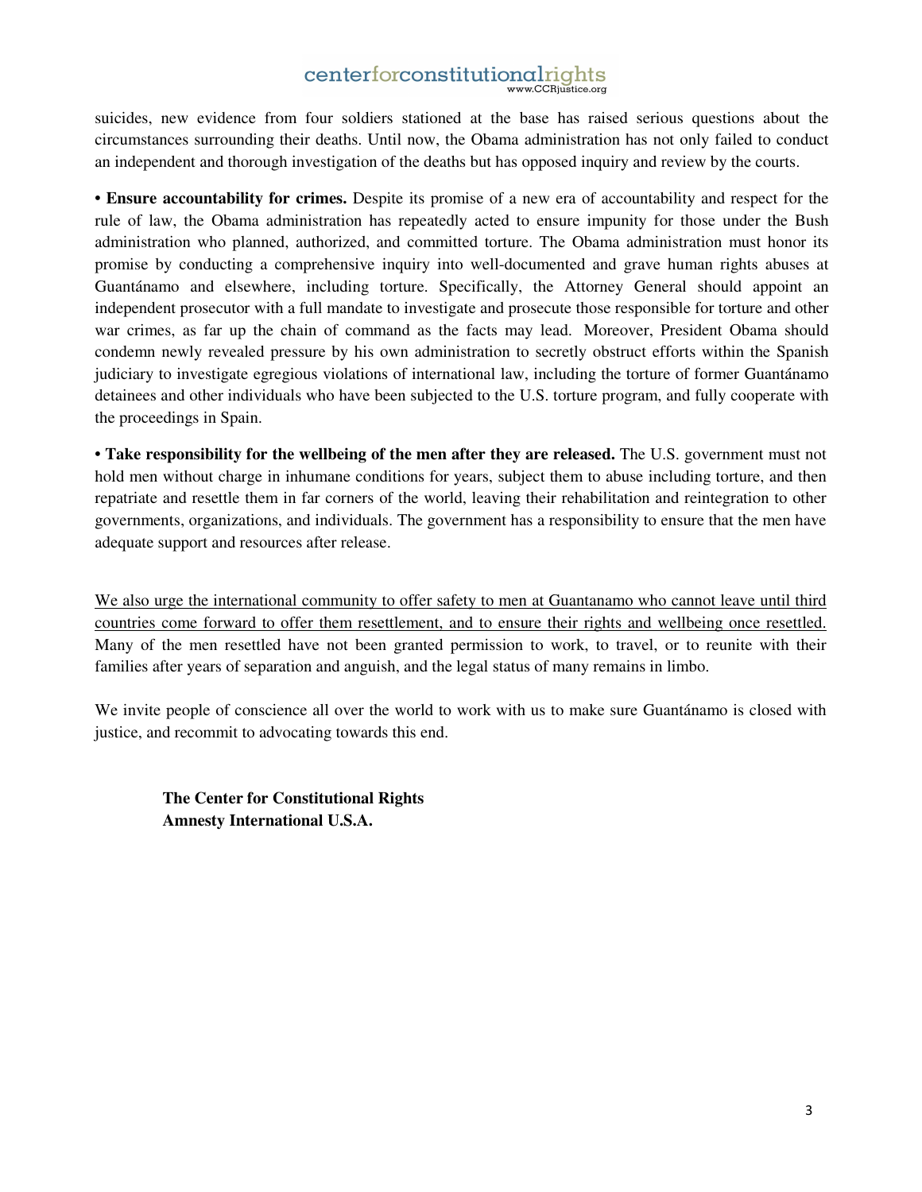suicides, new evidence from four soldiers stationed at the base has raised serious questions about the circumstances surrounding their deaths. Until now, the Obama administration has not only failed to conduct an independent and thorough investigation of the deaths but has opposed inquiry and review by the courts.

• **Ensure accountability for crimes.** Despite its promise of a new era of accountability and respect for the rule of law, the Obama administration has repeatedly acted to ensure impunity for those under the Bush administration who planned, authorized, and committed torture. The Obama administration must honor its promise by conducting a comprehensive inquiry into well-documented and grave human rights abuses at Guantánamo and elsewhere, including torture. Specifically, the Attorney General should appoint an independent prosecutor with a full mandate to investigate and prosecute those responsible for torture and other war crimes, as far up the chain of command as the facts may lead. Moreover, President Obama should condemn newly revealed pressure by his own administration to secretly obstruct efforts within the Spanish judiciary to investigate egregious violations of international law, including the torture of former Guantánamo detainees and other individuals who have been subjected to the U.S. torture program, and fully cooperate with the proceedings in Spain.

• **Take responsibility for the wellbeing of the men after they are released.** The U.S. government must not hold men without charge in inhumane conditions for years, subject them to abuse including torture, and then repatriate and resettle them in far corners of the world, leaving their rehabilitation and reintegration to other governments, organizations, and individuals. The government has a responsibility to ensure that the men have adequate support and resources after release.

<u>We also urge the international community to offer safety to men at Guantanamo who cannot leave until third countries come forward to offer them resettlement, and to ensure their rights and wellbeing once resettled.</u> Many of the men resettled have not been granted permission to work, to travel, or to reunite with their families after years of separation and anguish, and the legal status of many remains in limbo.

We invite people of conscience all over the world to work with us to make sure Guantánamo is closed with justice, and recommit to advocating towards this end.

**The Center for Constitutional Rights**
**Amnesty International U.S.A.**